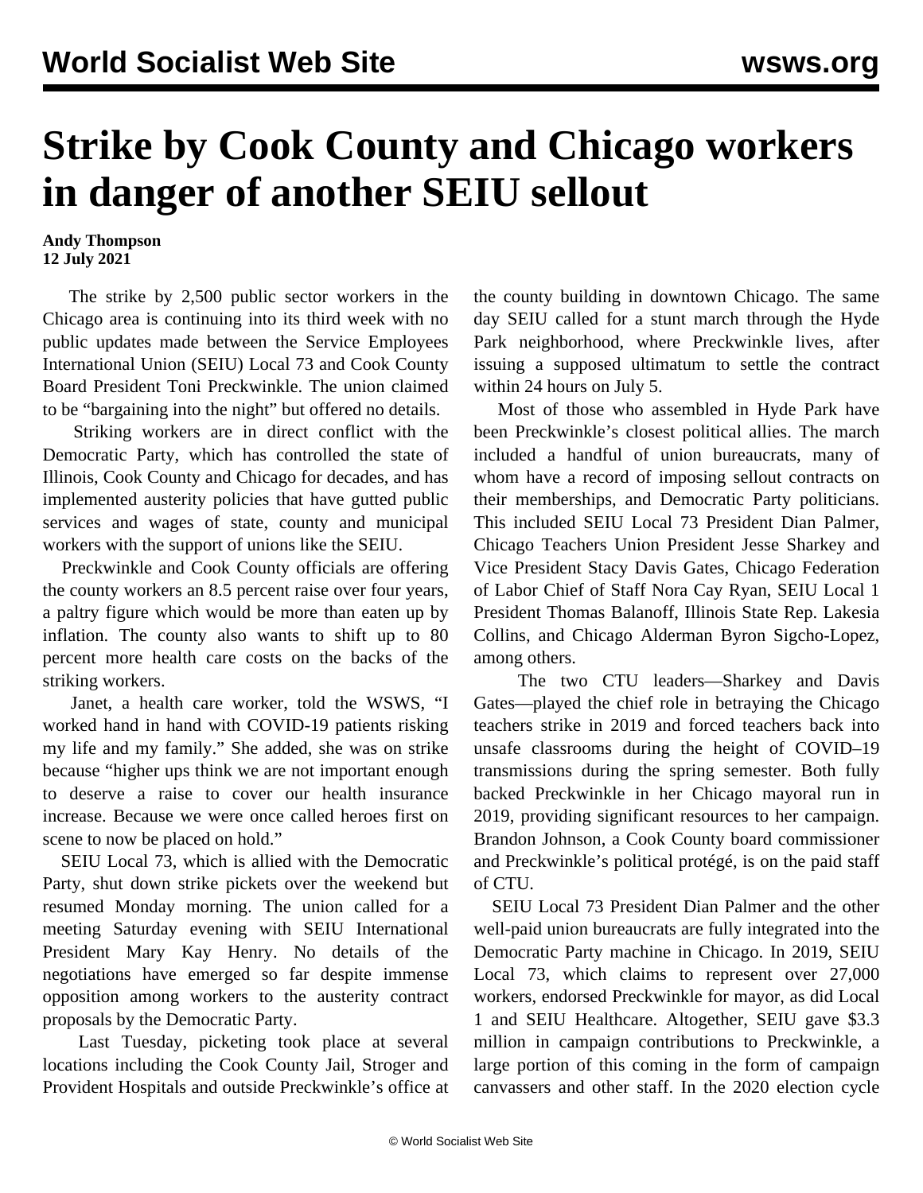# Strike by Cook County and Chicago workers in danger of another SEIU sellout

**Andy Thompson**
**12 July 2021**

The strike by 2,500 public sector workers in the Chicago area is continuing into its third week with no public updates made between the Service Employees International Union (SEIU) Local 73 and Cook County Board President Toni Preckwinkle. The union claimed to be "bargaining into the night" but offered no details.

Striking workers are in direct conflict with the Democratic Party, which has controlled the state of Illinois, Cook County and Chicago for decades, and has implemented austerity policies that have gutted public services and wages of state, county and municipal workers with the support of unions like the SEIU.

Preckwinkle and Cook County officials are offering the county workers an 8.5 percent raise over four years, a paltry figure which would be more than eaten up by inflation. The county also wants to shift up to 80 percent more health care costs on the backs of the striking workers.

Janet, a health care worker, told the WSWS, "I worked hand in hand with COVID-19 patients risking my life and my family." She added, she was on strike because "higher ups think we are not important enough to deserve a raise to cover our health insurance increase. Because we were once called heroes first on scene to now be placed on hold."

SEIU Local 73, which is allied with the Democratic Party, shut down strike pickets over the weekend but resumed Monday morning. The union called for a meeting Saturday evening with SEIU International President Mary Kay Henry. No details of the negotiations have emerged so far despite immense opposition among workers to the austerity contract proposals by the Democratic Party.

Last Tuesday, picketing took place at several locations including the Cook County Jail, Stroger and Provident Hospitals and outside Preckwinkle's office at the county building in downtown Chicago. The same day SEIU called for a stunt march through the Hyde Park neighborhood, where Preckwinkle lives, after issuing a supposed ultimatum to settle the contract within 24 hours on July 5.

Most of those who assembled in Hyde Park have been Preckwinkle's closest political allies. The march included a handful of union bureaucrats, many of whom have a record of imposing sellout contracts on their memberships, and Democratic Party politicians. This included SEIU Local 73 President Dian Palmer, Chicago Teachers Union President Jesse Sharkey and Vice President Stacy Davis Gates, Chicago Federation of Labor Chief of Staff Nora Cay Ryan, SEIU Local 1 President Thomas Balanoff, Illinois State Rep. Lakesia Collins, and Chicago Alderman Byron Sigcho-Lopez, among others.

The two CTU leaders—Sharkey and Davis Gates—played the chief role in betraying the Chicago teachers strike in 2019 and forced teachers back into unsafe classrooms during the height of COVID–19 transmissions during the spring semester. Both fully backed Preckwinkle in her Chicago mayoral run in 2019, providing significant resources to her campaign. Brandon Johnson, a Cook County board commissioner and Preckwinkle's political protégé, is on the paid staff of CTU.

SEIU Local 73 President Dian Palmer and the other well-paid union bureaucrats are fully integrated into the Democratic Party machine in Chicago. In 2019, SEIU Local 73, which claims to represent over 27,000 workers, endorsed Preckwinkle for mayor, as did Local 1 and SEIU Healthcare. Altogether, SEIU gave $3.3 million in campaign contributions to Preckwinkle, a large portion of this coming in the form of campaign canvassers and other staff. In the 2020 election cycle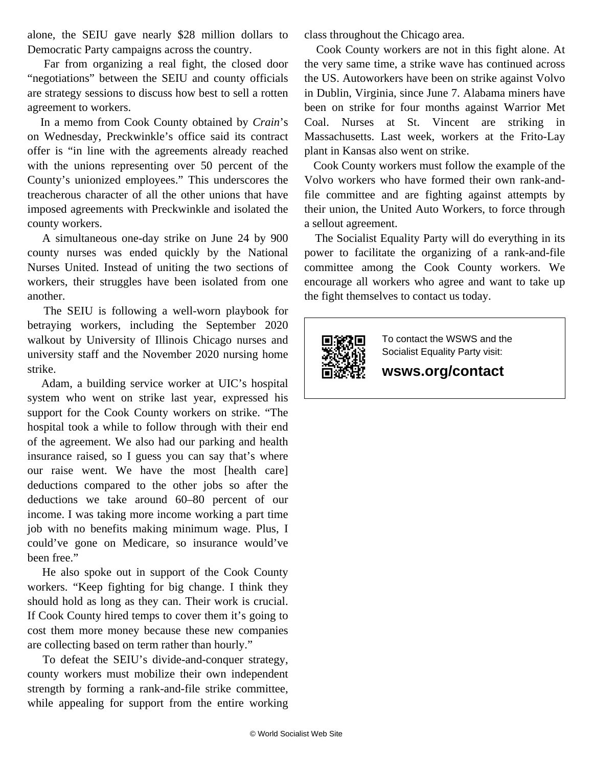alone, the SEIU gave nearly $28 million dollars to Democratic Party campaigns across the country.

Far from organizing a real fight, the closed door "negotiations" between the SEIU and county officials are strategy sessions to discuss how best to sell a rotten agreement to workers.

In a memo from Cook County obtained by *Crain*'s on Wednesday, Preckwinkle's office said its contract offer is "in line with the agreements already reached with the unions representing over 50 percent of the County's unionized employees." This underscores the treacherous character of all the other unions that have imposed agreements with Preckwinkle and isolated the county workers.

A simultaneous one-day strike on June 24 by 900 county nurses was ended quickly by the National Nurses United. Instead of uniting the two sections of workers, their struggles have been isolated from one another.

The SEIU is following a well-worn playbook for betraying workers, including the September 2020 walkout by University of Illinois Chicago nurses and university staff and the November 2020 nursing home strike.

Adam, a building service worker at UIC's hospital system who went on strike last year, expressed his support for the Cook County workers on strike. "The hospital took a while to follow through with their end of the agreement. We also had our parking and health insurance raised, so I guess you can say that's where our raise went. We have the most [health care] deductions compared to the other jobs so after the deductions we take around 60–80 percent of our income. I was taking more income working a part time job with no benefits making minimum wage. Plus, I could've gone on Medicare, so insurance would've been free."

He also spoke out in support of the Cook County workers. "Keep fighting for big change. I think they should hold as long as they can. Their work is crucial. If Cook County hired temps to cover them it's going to cost them more money because these new companies are collecting based on term rather than hourly."

To defeat the SEIU's divide-and-conquer strategy, county workers must mobilize their own independent strength by forming a rank-and-file strike committee, while appealing for support from the entire working class throughout the Chicago area.

Cook County workers are not in this fight alone. At the very same time, a strike wave has continued across the US. Autoworkers have been on strike against Volvo in Dublin, Virginia, since June 7. Alabama miners have been on strike for four months against Warrior Met Coal. Nurses at St. Vincent are striking in Massachusetts. Last week, workers at the Frito-Lay plant in Kansas also went on strike.

Cook County workers must follow the example of the Volvo workers who have formed their own rank-and-file committee and are fighting against attempts by their union, the United Auto Workers, to force through a sellout agreement.

The Socialist Equality Party will do everything in its power to facilitate the organizing of a rank-and-file committee among the Cook County workers. We encourage all workers who agree and want to take up the fight themselves to contact us today.

To contact the WSWS and the Socialist Equality Party visit:

**wsws.org/contact**